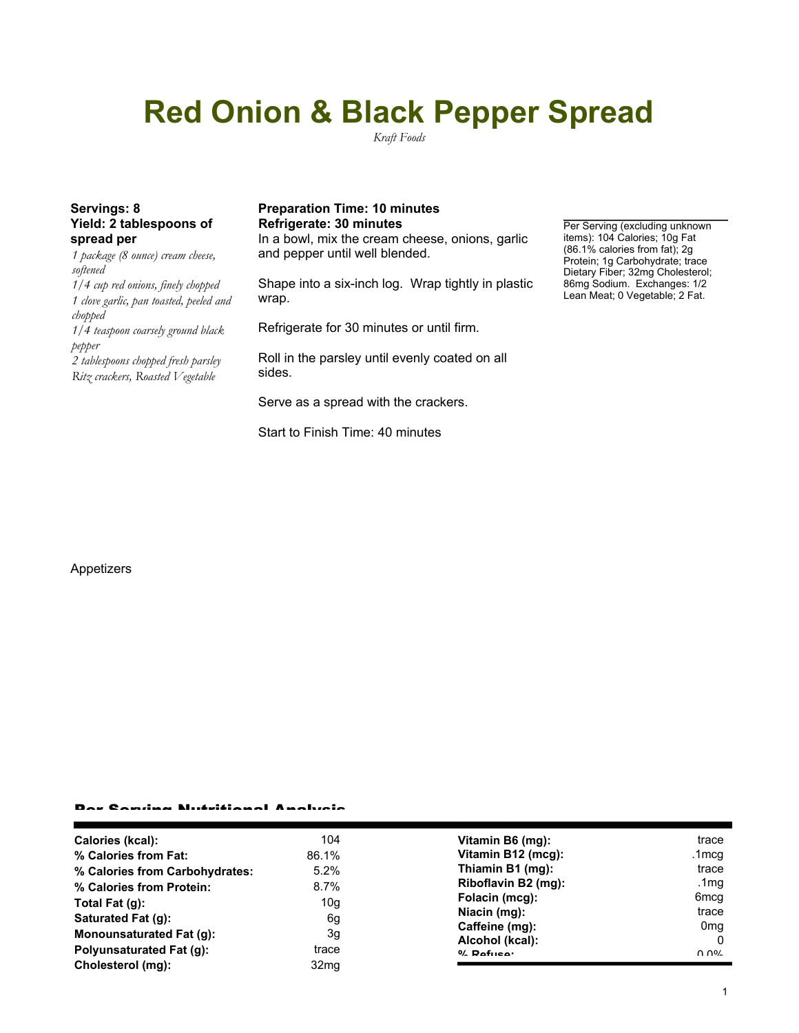# Red Onion & Black Pepper Spread

*Kraft Foods*

**Servings: 8**
**Yield: 2 tablespoons of spread per**

*1 package (8 ounce) cream cheese, softened*
*1/4 cup red onions, finely chopped*
*1 clove garlic, pan toasted, peeled and chopped*
*1/4 teaspoon coarsely ground black pepper*
*2 tablespoons chopped fresh parsley*
*Ritz crackers, Roasted Vegetable*

**Preparation Time: 10 minutes**
**Refrigerate: 30 minutes**

In a bowl, mix the cream cheese, onions, garlic and pepper until well blended.

Shape into a six-inch log. Wrap tightly in plastic wrap.

Refrigerate for 30 minutes or until firm.

Roll in the parsley until evenly coated on all sides.

Serve as a spread with the crackers.

Start to Finish Time: 40 minutes

Per Serving (excluding unknown items): 104 Calories; 10g Fat (86.1% calories from fat); 2g Protein; 1g Carbohydrate; trace Dietary Fiber; 32mg Cholesterol; 86mg Sodium. Exchanges: 1/2 Lean Meat; 0 Vegetable; 2 Fat.

Appetizers

## Per Serving Nutritional Analysis

| | | | |
|---|---|---|---|
| **Calories (kcal):** | 104 | **Vitamin B6 (mg):** | trace |
| **% Calories from Fat:** | 86.1% | **Vitamin B12 (mcg):** | .1mcg |
| **% Calories from Carbohydrates:** | 5.2% | **Thiamin B1 (mg):** | trace |
| **% Calories from Protein:** | 8.7% | **Riboflavin B2 (mg):** | .1mg |
| **Total Fat (g):** | 10g | **Folacin (mcg):** | 6mcg |
| **Saturated Fat (g):** | 6g | **Niacin (mg):** | trace |
| **Monounsaturated Fat (g):** | 3g | **Caffeine (mg):** | 0mg |
| **Polyunsaturated Fat (g):** | trace | **Alcohol (kcal):** | 0 |
| **Cholesterol (mg):** | 32mg | **% Refuse:** | 0.0% |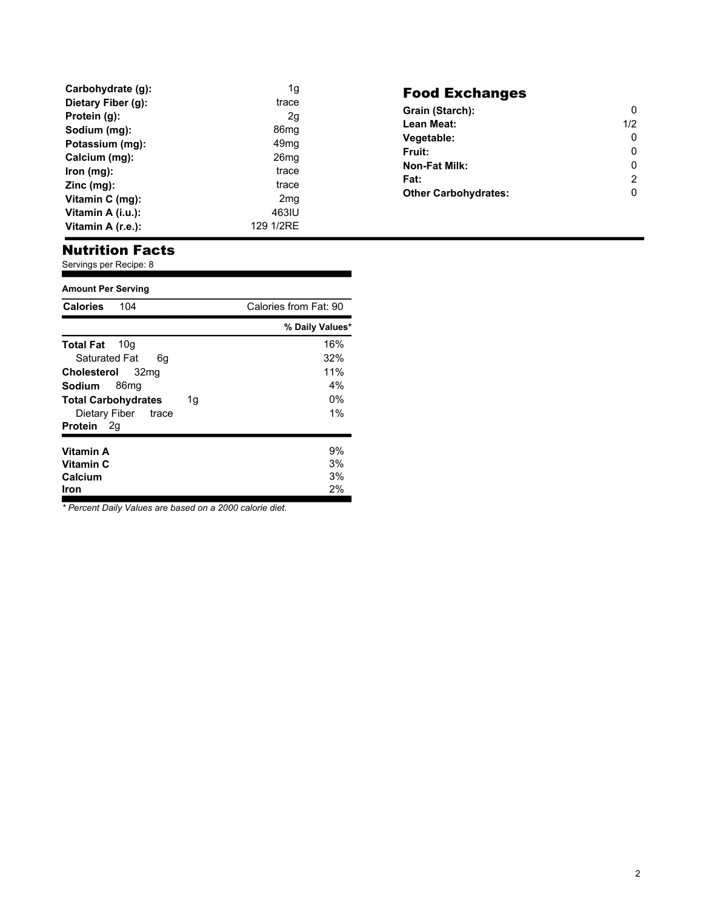| | |
|---|---|
| **Carbohydrate (g):** | 1g |
| **Dietary Fiber (g):** | trace |
| **Protein (g):** | 2g |
| **Sodium (mg):** | 86mg |
| **Potassium (mg):** | 49mg |
| **Calcium (mg):** | 26mg |
| **Iron (mg):** | trace |
| **Zinc (mg):** | trace |
| **Vitamin C (mg):** | 2mg |
| **Vitamin A (i.u.):** | 463IU |
| **Vitamin A (r.e.):** | 129 1/2RE |

## Food Exchanges

| | |
|---|---|
| **Grain (Starch):** | 0 |
| **Lean Meat:** | 1/2 |
| **Vegetable:** | 0 |
| **Fruit:** | 0 |
| **Non-Fat Milk:** | 0 |
| **Fat:** | 2 |
| **Other Carbohydrates:** | 0 |

## Nutrition Facts

Servings per Recipe: 8

**Amount Per Serving**

| | |
|---|---|
| **Calories** 104 | Calories from Fat: 90 |
| | **% Daily Values*** |
| **Total Fat** 10g | 16% |
| Saturated Fat 6g | 32% |
| **Cholesterol** 32mg | 11% |
| **Sodium** 86mg | 4% |
| **Total Carbohydrates** 1g | 0% |
| Dietary Fiber trace | 1% |
| **Protein** 2g | |
| **Vitamin A** | 9% |
| **Vitamin C** | 3% |
| **Calcium** | 3% |
| **Iron** | 2% |

*\* Percent Daily Values are based on a 2000 calorie diet.*